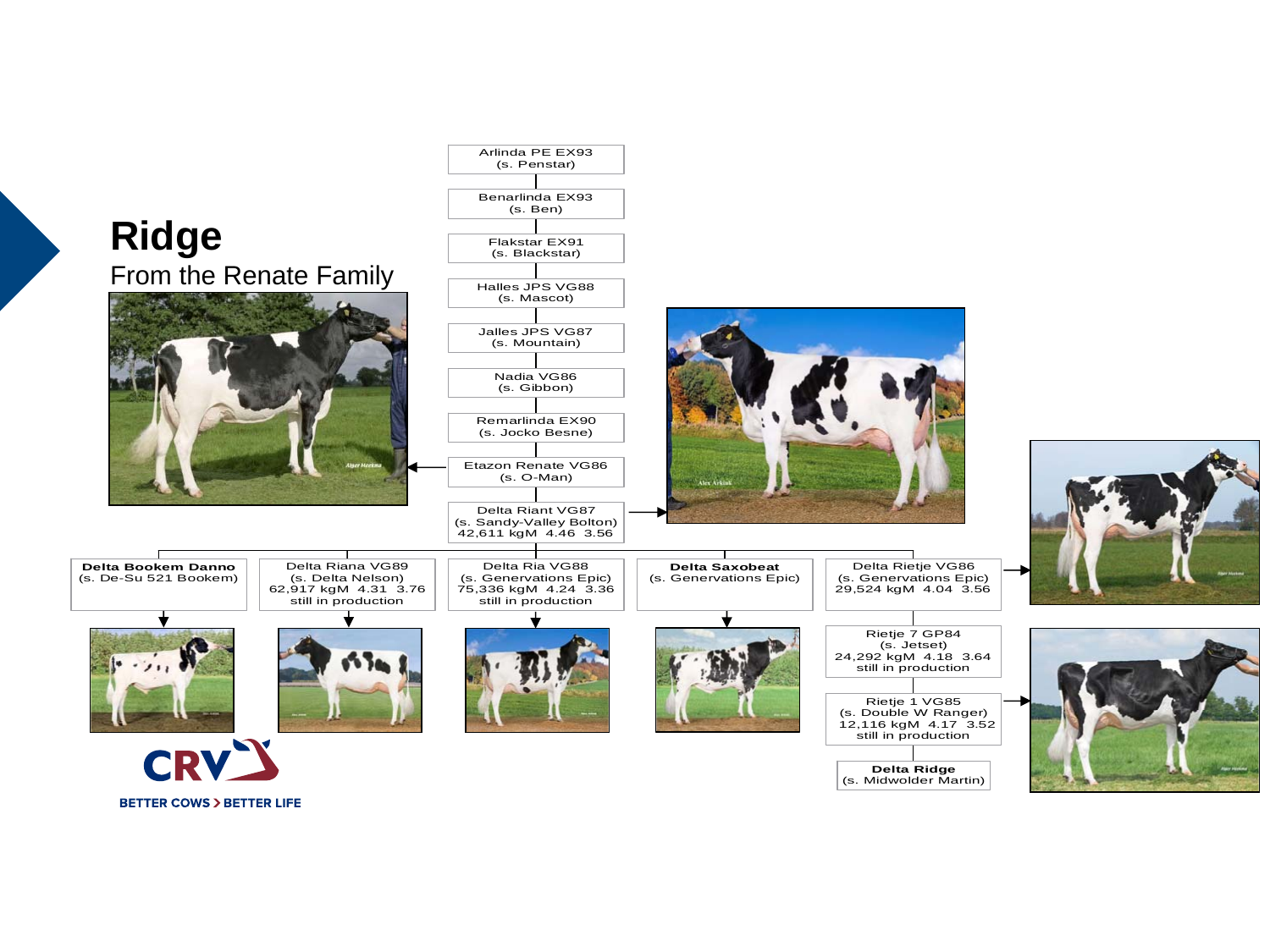# Ridge

## From the Renate Family

Arlinda PE EX93
(s. Penstar)

Benarlinda EX93
(s. Ben)

Flakstar EX91
(s. Blackstar)

Halles JPS VG88
(s. Mascot)

Jalles JPS VG87
(s. Mountain)

Nadia VG86
(s. Gibbon)

Remarlinda EX90
(s. Jocko Besne)

Etazon Renate VG86
(s. O-Man)

Delta Riant VG87
(s. Sandy-Valley Bolton)
42,611 kgM 4.46 3.56

**Delta Bookem Danno**
(s. De-Su 521 Bookem)

Delta Riana VG89
(s. Delta Nelson)
62,917 kgM 4.31 3.76
still in production

Delta Ria VG88
(s. Generations Epic)
75,336 kgM 4.24 3.36
still in production

**Delta Saxobeat**
(s. Genervations Epic)

Delta Rietje VG86
(s. Generations Epic)
29,524 kgM 4.04 3.56

Rietje 7 GP84
(s. Jetset)
24,292 kgM 4.18 3.64
still in production

Rietje 1 VG85
(s. Double W Ranger)
12,116 kgM 4.17 3.52
still in production

**Delta Ridge**
(s. Midwolder Martin)

CRV
BETTER COWS > BETTER LIFE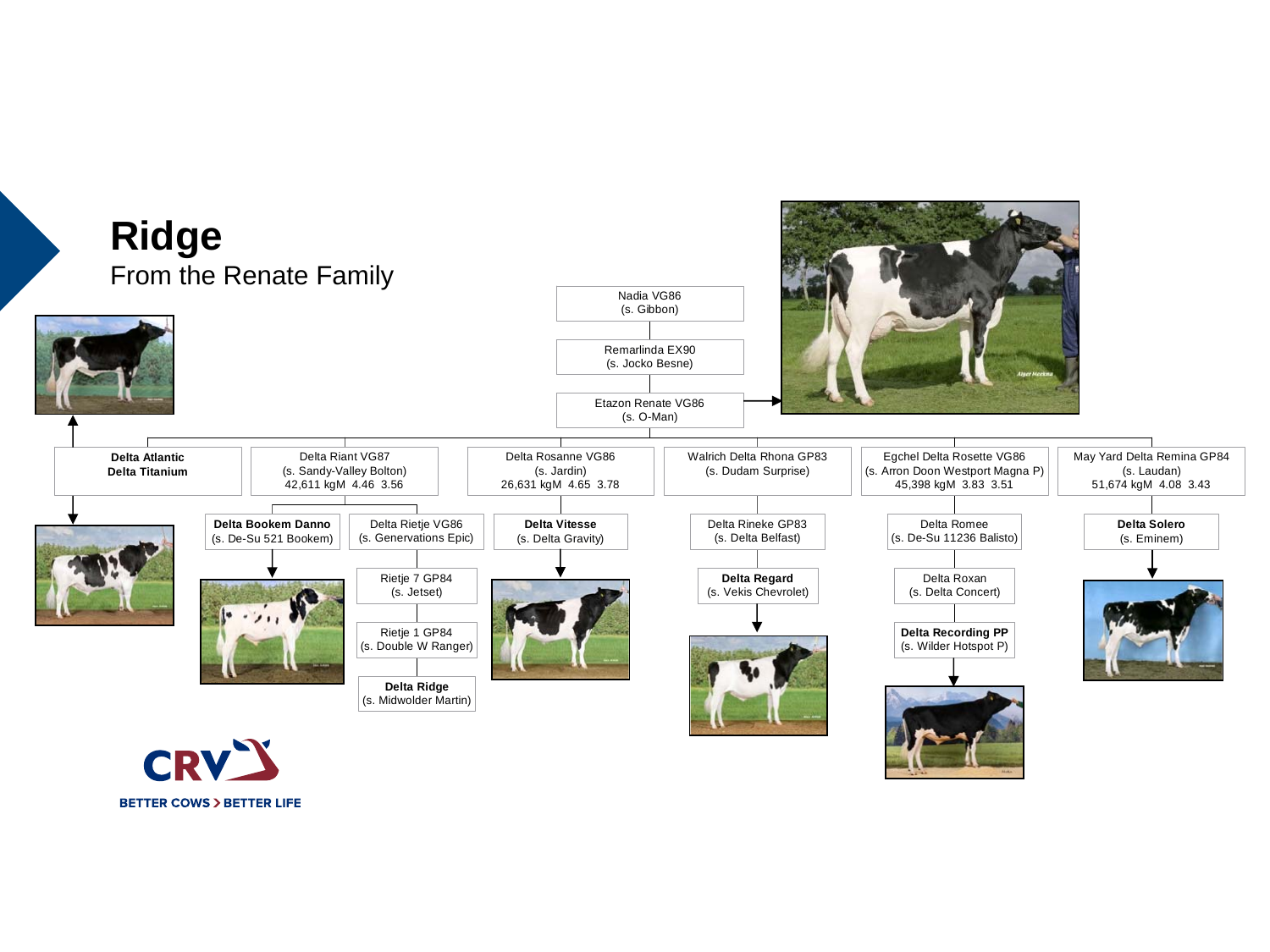# Ridge

From the Renate Family

Nadia VG86
(s. Gibbon)

Remarlinda EX90
(s. Jocko Besne)

Etazon Renate VG86
(s. O-Man)

**Delta Atlantic**
**Delta Titanium**

Delta Riant VG87
(s. Sandy-Valley Bolton)
42,611 kgM 4.46 3.56

**Delta Bookem Danno**
(s. De-Su 521 Bookem)

Delta Rietje VG86
(s. Genervations Epic)

Rietje 7 GP84
(s. Jetset)

Rietje 1 GP84
(s. Double W Ranger)

**Delta Ridge**
(s. Midwolder Martin)

Delta Rosanne VG86
(s. Jardin)
26,631 kgM 4.65 3.78

**Delta Vitesse**
(s. Delta Gravity)

Walrich Delta Rhona GP83
(s. Dudam Surprise)

Delta Rineke GP83
(s. Delta Belfast)

**Delta Regard**
(s. Vekis Chevrolet)

Egchel Delta Rosette VG86
(s. Arron Doon Westport Magna P)
45,398 kgM 3.83 3.51

Delta Romee
(s. De-Su 11236 Balisto)

Delta Roxan
(s. Delta Concert)

**Delta Recording PP**
(s. Wilder Hotspot P)

May Yard Delta Remina GP84
(s. Laudan)
51,674 kgM 4.08 3.43

**Delta Solero**
(s. Eminem)

CRV
BETTER COWS > BETTER LIFE